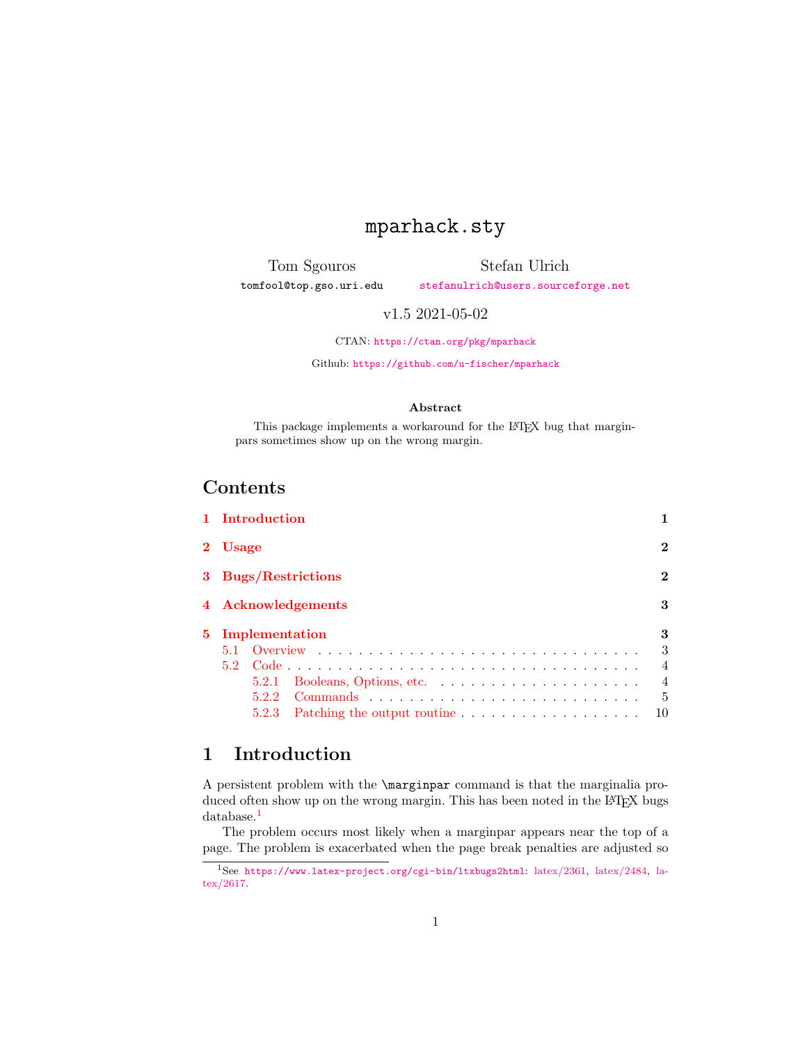# mparhack.sty

Tom Sgouros
tomfool@top.gso.uri.edu

Stefan Ulrich
stefanulrich@users.sourceforge.net

v1.5 2021-05-02

CTAN: https://ctan.org/pkg/mparhack

Github: https://github.com/u-fischer/mparhack

**Abstract**

This package implements a workaround for the LaTeX bug that marginpars sometimes show up on the wrong margin.

## Contents

- 1 Introduction — 1
- 2 Usage — 2
- 3 Bugs/Restrictions — 2
- 4 Acknowledgements — 3
- 5 Implementation — 3
  - 5.1 Overview — 3
  - 5.2 Code — 4
    - 5.2.1 Booleans, Options, etc. — 4
    - 5.2.2 Commands — 5
    - 5.2.3 Patching the output routine — 10

## 1 Introduction

A persistent problem with the `\marginpar` command is that the marginalia produced often show up on the wrong margin. This has been noted in the LaTeX bugs database.[1]

The problem occurs most likely when a marginpar appears near the top of a page. The problem is exacerbated when the page break penalties are adjusted so

[1] See https://www.latex-project.org/cgi-bin/ltxbugs2html: latex/2361, latex/2484, latex/2617.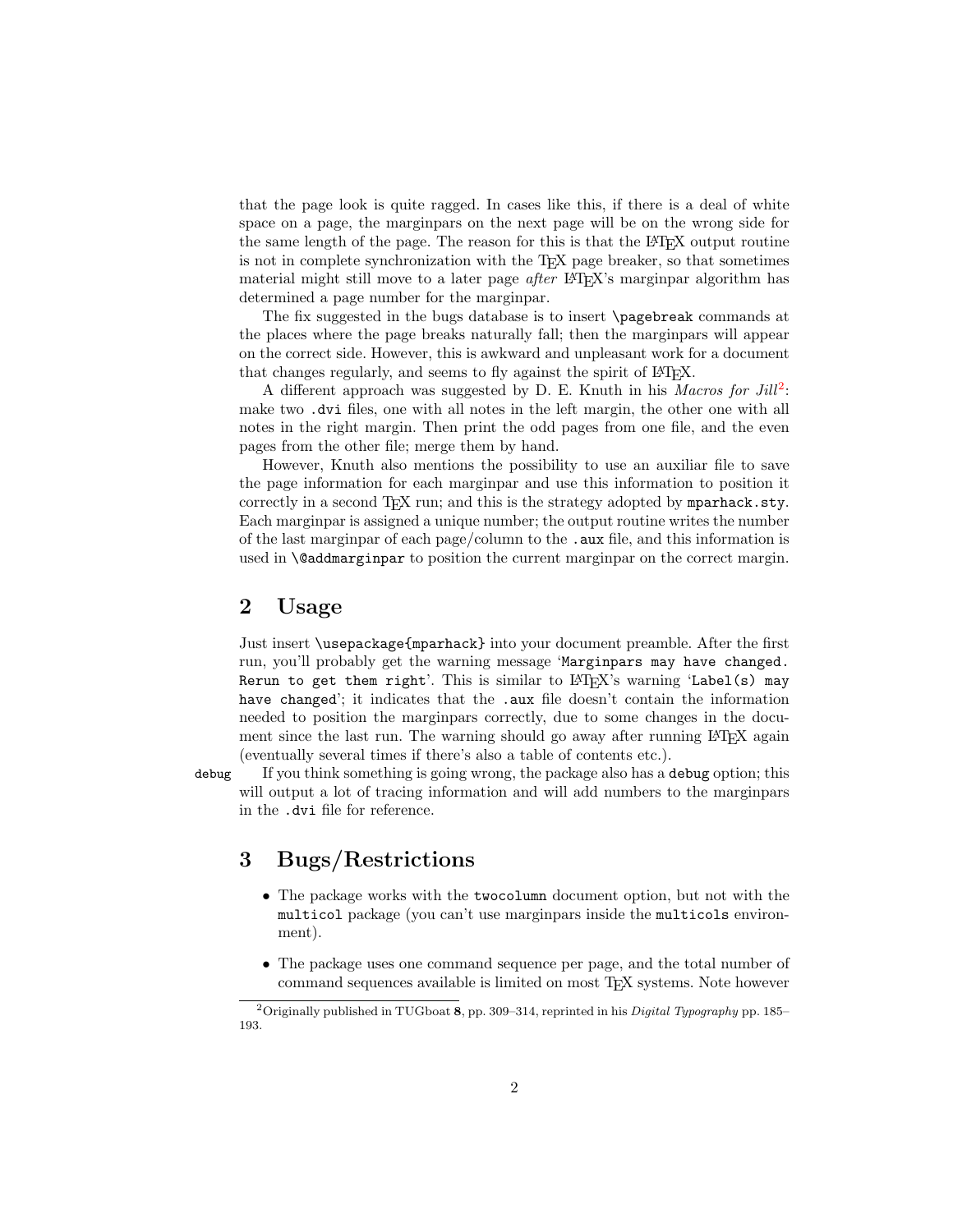that the page look is quite ragged. In cases like this, if there is a deal of white space on a page, the marginpars on the next page will be on the wrong side for the same length of the page. The reason for this is that the LaTeX output routine is not in complete synchronization with the TeX page breaker, so that sometimes material might still move to a later page *after* LaTeX's marginpar algorithm has determined a page number for the marginpar.

The fix suggested in the bugs database is to insert `\pagebreak` commands at the places where the page breaks naturally fall; then the marginpars will appear on the correct side. However, this is awkward and unpleasant work for a document that changes regularly, and seems to fly against the spirit of LaTeX.

A different approach was suggested by D. E. Knuth in his *Macros for Jill*[2]: make two `.dvi` files, one with all notes in the left margin, the other one with all notes in the right margin. Then print the odd pages from one file, and the even pages from the other file; merge them by hand.

However, Knuth also mentions the possibility to use an auxiliar file to save the page information for each marginpar and use this information to position it correctly in a second TeX run; and this is the strategy adopted by `mparhack.sty`. Each marginpar is assigned a unique number; the output routine writes the number of the last marginpar of each page/column to the `.aux` file, and this information is used in `\@addmarginpar` to position the current marginpar on the correct margin.

## 2 Usage

Just insert `\usepackage{mparhack}` into your document preamble. After the first run, you'll probably get the warning message '`Marginpars may have changed. Rerun to get them right`'. This is similar to LaTeX's warning '`Label(s) may have changed`'; it indicates that the `.aux` file doesn't contain the information needed to position the marginpars correctly, due to some changes in the document since the last run. The warning should go away after running LaTeX again (eventually several times if there's also a table of contents etc.).

`debug` If you think something is going wrong, the package also has a `debug` option; this will output a lot of tracing information and will add numbers to the marginpars in the `.dvi` file for reference.

## 3 Bugs/Restrictions

- The package works with the `twocolumn` document option, but not with the `multicol` package (you can't use marginpars inside the `multicols` environment).
- The package uses one command sequence per page, and the total number of command sequences available is limited on most TeX systems. Note however

[2] Originally published in TUGboat **8**, pp. 309–314, reprinted in his *Digital Typography* pp. 185–193.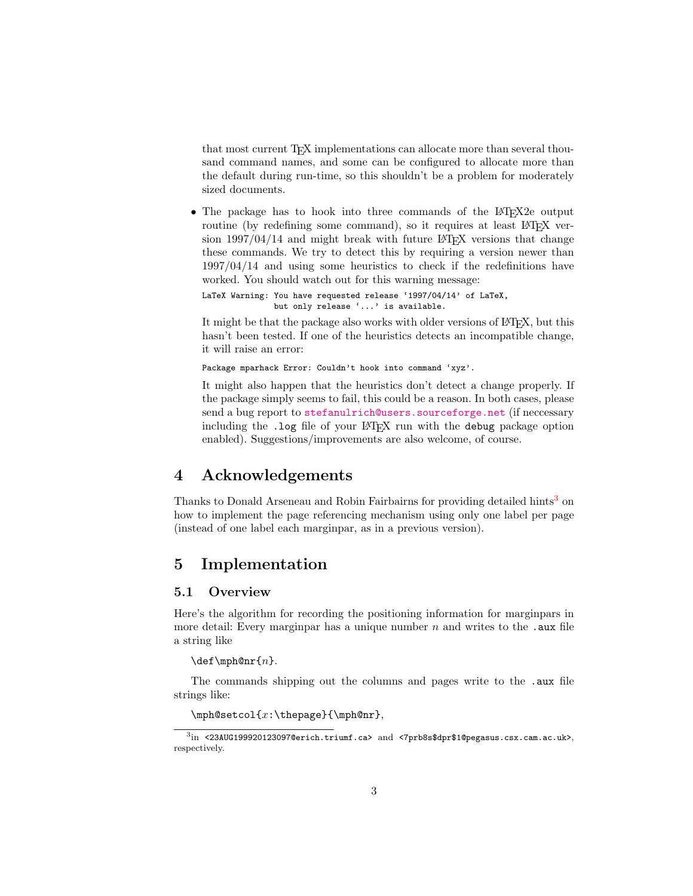that most current TeX implementations can allocate more than several thousand command names, and some can be configured to allocate more than the default during run-time, so this shouldn't be a problem for moderately sized documents.

- The package has to hook into three commands of the LaTeX2e output routine (by redefining some command), so it requires at least LaTeX version 1997/04/14 and might break with future LaTeX versions that change these commands. We try to detect this by requiring a version newer than 1997/04/14 and using some heuristics to check if the redefinitions have worked. You should watch out for this warning message:

  ```
  LaTeX Warning: You have requested release '1997/04/14' of LaTeX,
                 but only release '...' is available.
  ```

  It might be that the package also works with older versions of LaTeX, but this hasn't been tested. If one of the heuristics detects an incompatible change, it will raise an error:

  ```
  Package mparhack Error: Couldn't hook into command 'xyz'.
  ```

  It might also happen that the heuristics don't detect a change properly. If the package simply seems to fail, this could be a reason. In both cases, please send a bug report to stefanulrich@users.sourceforge.net (if neccessary including the `.log` file of your LaTeX run with the `debug` package option enabled). Suggestions/improvements are also welcome, of course.

# 4 Acknowledgements

Thanks to Donald Arseneau and Robin Fairbairns for providing detailed hints[3] on how to implement the page referencing mechanism using only one label per page (instead of one label each marginpar, as in a previous version).

# 5 Implementation

## 5.1 Overview

Here's the algorithm for recording the positioning information for marginpars in more detail: Every marginpar has a unique number $n$ and writes to the `.aux` file a string like

`\def\mph@nr{`$n$`}`.

The commands shipping out the columns and pages write to the `.aux` file strings like:

`\mph@setcol{`$x$`:\thepage}{\mph@nr}`,

---

[3] in `<23AUG199920123097@erich.triumf.ca>` and `<7prb8s$dpr$1@pegasus.csx.cam.ac.uk>`, respectively.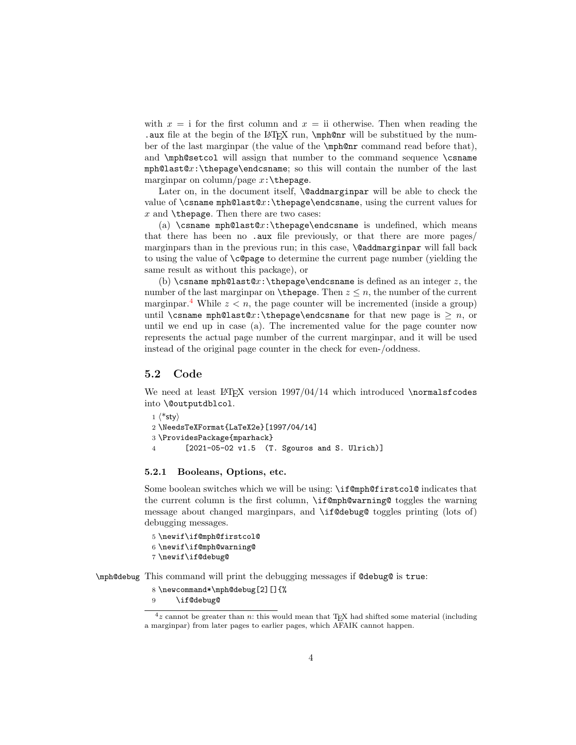with $x$ = i for the first column and $x$ = ii otherwise. Then when reading the `.aux` file at the begin of the LaTeX run, `\mph@nr` will be substitued by the number of the last marginpar (the value of the `\mph@nr` command read before that), and `\mph@setcol` will assign that number to the command sequence `\csname mph@last@`$x$`:\thepage\endcsname`; so this will contain the number of the last marginpar on column/page $x$`:\thepage`.

Later on, in the document itself, `\@addmarginpar` will be able to check the value of `\csname mph@last@`$x$`:\thepage\endcsname`, using the current values for $x$ and `\thepage`. Then there are two cases:

(a) `\csname mph@last@`$x$`:\thepage\endcsname` is undefined, which means that there has been no `.aux` file previously, or that there are more pages/ marginpars than in the previous run; in this case, `\@addmarginpar` will fall back to using the value of `\c@page` to determine the current page number (yielding the same result as without this package), or

(b) `\csname mph@last@`$x$`:\thepage\endcsname` is defined as an integer $z$, the number of the last marginpar on `\thepage`. Then $z \leq n$, the number of the current marginpar.[4] While $z < n$, the page counter will be incremented (inside a group) until `\csname mph@last@`$x$`:\thepage\endcsname` for that new page is $\geq n$, or until we end up in case (a). The incremented value for the page counter now represents the actual page number of the current marginpar, and it will be used instead of the original page counter in the check for even-/oddness.

## 5.2 Code

We need at least LaTeX version 1997/04/14 which introduced `\normalsfcodes` into `\@outputdblcol`.

```
1 ⟨*sty⟩
2 \NeedsTeXFormat{LaTeX2e}[1997/04/14]
3 \ProvidesPackage{mparhack}
4       [2021-05-02 v1.5  (T. Sgouros and S. Ulrich)]
```

### 5.2.1 Booleans, Options, etc.

Some boolean switches which we will be using: `\if@mph@firstcol@` indicates that the current column is the first column, `\if@mph@warning@` toggles the warning message about changed marginpars, and `\if@debug@` toggles printing (lots of) debugging messages.

```
5 \newif\if@mph@firstcol@
6 \newif\if@mph@warning@
7 \newif\if@debug@
```

`\mph@debug` This command will print the debugging messages if `@debug@` is `true`:

```
8 \newcommand*\mph@debug[2][]{%
9     \if@debug@
```

[4] $z$ cannot be greater than $n$: this would mean that TeX had shifted some material (including a marginpar) from later pages to earlier pages, which AFAIK cannot happen.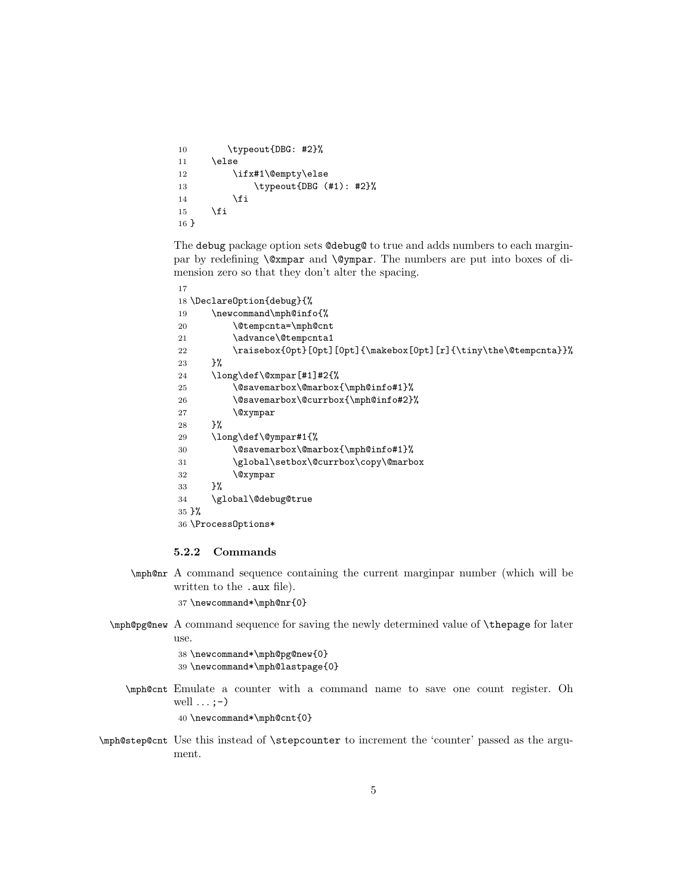```
10        \typeout{DBG: #2}%
11    \else
12        \ifx#1\@empty\else
13            \typeout{DBG (#1): #2}%
14        \fi
15    \fi
16 }
```

The debug package option sets @debug@ to true and adds numbers to each marginpar by redefining \@xmpar and \@ympar. The numbers are put into boxes of dimension zero so that they don't alter the spacing.

```
17
18 \DeclareOption{debug}{%
19     \newcommand\mph@info{%
20         \@tempcnta=\mph@cnt
21         \advance\@tempcnta1
22         \raisebox{0pt}[0pt][0pt]{\makebox[0pt][r]{\tiny\the\@tempcnta}}%
23     }%
24     \long\def\@xmpar[#1]#2{%
25         \@savemarbox\@marbox{\mph@info#1}%
26         \@savemarbox\@currbox{\mph@info#2}%
27         \@xympar
28     }%
29     \long\def\@ympar#1{%
30         \@savemarbox\@marbox{\mph@info#1}%
31         \global\setbox\@currbox\copy\@marbox
32         \@xympar
33     }%
34     \global\@debug@true
35 }%
36 \ProcessOptions*
```

### 5.2.2 Commands

**\mph@nr** A command sequence containing the current marginpar number (which will be written to the .aux file).

```
37 \newcommand*\mph@nr{0}
```

**\mph@pg@new** A command sequence for saving the newly determined value of \thepage for later use.

```
38 \newcommand*\mph@pg@new{0}
39 \newcommand*\mph@lastpage{0}
```

**\mph@cnt** Emulate a counter with a command name to save one count register. Oh well ... ;-)

```
40 \newcommand*\mph@cnt{0}
```

**\mph@step@cnt** Use this instead of \stepcounter to increment the 'counter' passed as the argument.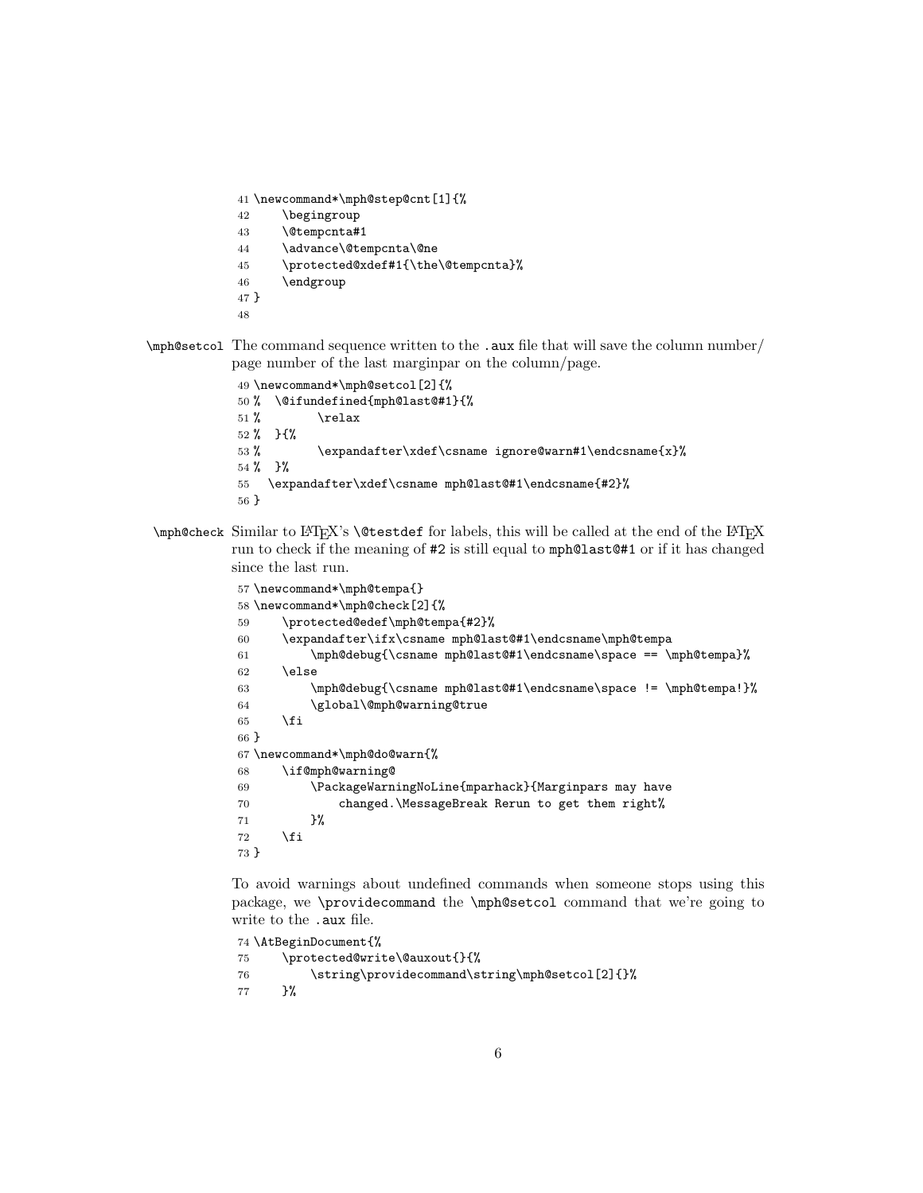```
41 \newcommand*\mph@step@cnt[1]{%
42     \begingroup
43     \@tempcnta#1
44     \advance\@tempcnta\@ne
45     \protected@xdef#1{\the\@tempcnta}%
46     \endgroup
47 }
48
```

**\mph@setcol** The command sequence written to the .aux file that will save the column number/ page number of the last marginpar on the column/page.

```
49 \newcommand*\mph@setcol[2]{%
50 %  \@ifundefined{mph@last@#1}{%
51 %        \relax
52 %  }{%
53 %        \expandafter\xdef\csname ignore@warn#1\endcsname{x}%
54 %  }%
55   \expandafter\xdef\csname mph@last@#1\endcsname{#2}%
56 }
```

**\mph@check** Similar to LaTeX's \@testdef for labels, this will be called at the end of the LaTeX run to check if the meaning of #2 is still equal to mph@last@#1 or if it has changed since the last run.

```
57 \newcommand*\mph@tempa{}
58 \newcommand*\mph@check[2]{%
59     \protected@edef\mph@tempa{#2}%
60     \expandafter\ifx\csname mph@last@#1\endcsname\mph@tempa
61         \mph@debug{\csname mph@last@#1\endcsname\space == \mph@tempa}%
62     \else
63         \mph@debug{\csname mph@last@#1\endcsname\space != \mph@tempa!}%
64         \global\@mph@warning@true
65     \fi
66 }
67 \newcommand*\mph@do@warn{%
68     \if@mph@warning@
69         \PackageWarningNoLine{mparhack}{Marginpars may have
70             changed.\MessageBreak Rerun to get them right%
71         }%
72     \fi
73 }
```

To avoid warnings about undefined commands when someone stops using this package, we \providecommand the \mph@setcol command that we're going to write to the .aux file.

```
74 \AtBeginDocument{%
75     \protected@write\@auxout{}{%
76         \string\providecommand\string\mph@setcol[2]{}%
77     }%
```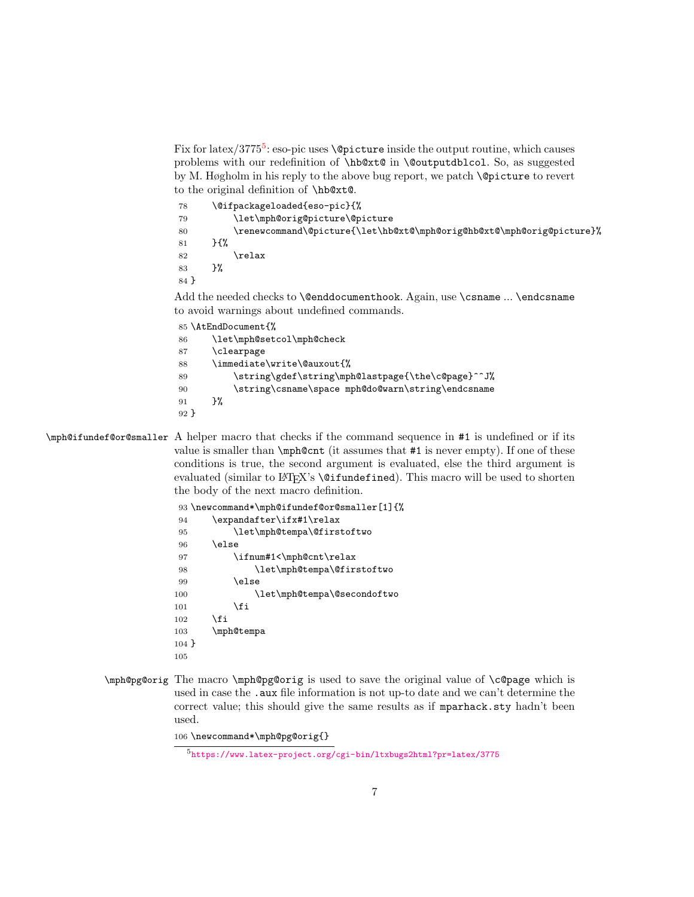Fix for latex/3775[5]: eso-pic uses `\@picture` inside the output routine, which causes problems with our redefinition of `\hb@xt@` in `\@outputdblcol`. So, as suggested by M. Høgholm in his reply to the above bug report, we patch `\@picture` to revert to the original definition of `\hb@xt@`.

```
78     \@ifpackageloaded{eso-pic}{%
79         \let\mph@orig@picture\@picture
80         \renewcommand\@picture{\let\hb@xt@\mph@orig@hb@xt@\mph@orig@picture}%
81     }{%
82         \relax
83     }%
84 }
```

Add the needed checks to `\@enddocumenthook`. Again, use `\csname` ... `\endcsname` to avoid warnings about undefined commands.

```
85 \AtEndDocument{%
86     \let\mph@setcol\mph@check
87     \clearpage
88     \immediate\write\@auxout{%
89         \string\gdef\string\mph@lastpage{\the\c@page}^^J%
90         \string\csname\space mph@do@warn\string\endcsname
91     }%
92 }
```

`\mph@ifundef@or@smaller` A helper macro that checks if the command sequence in `#1` is undefined or if its value is smaller than `\mph@cnt` (it assumes that `#1` is never empty). If one of these conditions is true, the second argument is evaluated, else the third argument is evaluated (similar to LaTeX's `\@ifundefined`). This macro will be used to shorten the body of the next macro definition.

```
93 \newcommand*\mph@ifundef@or@smaller[1]{%
94     \expandafter\ifx#1\relax
95         \let\mph@tempa\@firstoftwo
96     \else
97         \ifnum#1<\mph@cnt\relax
98             \let\mph@tempa\@firstoftwo
99         \else
100            \let\mph@tempa\@secondoftwo
101        \fi
102    \fi
103    \mph@tempa
104 }
105
```

`\mph@pg@orig` The macro `\mph@pg@orig` is used to save the original value of `\c@page` which is used in case the `.aux` file information is not up-to date and we can't determine the correct value; this should give the same results as if `mparhack.sty` hadn't been used.

```
106 \newcommand*\mph@pg@orig{}
```

[5] https://www.latex-project.org/cgi-bin/ltxbugs2html?pr=latex/3775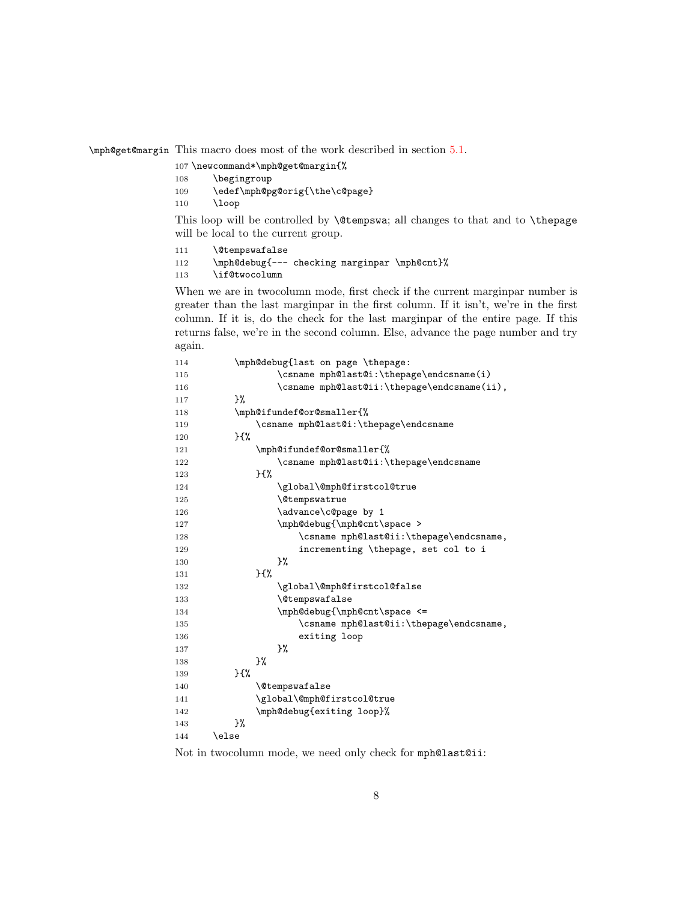`\mph@get@margin` This macro does most of the work described in section 5.1.

```
107 \newcommand*\mph@get@margin{%
108     \begingroup
109     \edef\mph@pg@orig{\the\c@page}
110     \loop
```

This loop will be controlled by `\@tempswa`; all changes to that and to `\thepage` will be local to the current group.

```
111     \@tempswafalse
112     \mph@debug{--- checking marginpar \mph@cnt}%
113     \if@twocolumn
```

When we are in twocolumn mode, first check if the current marginpar number is greater than the last marginpar in the first column. If it isn't, we're in the first column. If it is, do the check for the last marginpar of the entire page. If this returns false, we're in the second column. Else, advance the page number and try again.

```
114         \mph@debug{last on page \thepage:
115                 \csname mph@last@i:\thepage\endcsname(i)
116                 \csname mph@last@ii:\thepage\endcsname(ii),
117         }%
118         \mph@ifundef@or@smaller{%
119             \csname mph@last@i:\thepage\endcsname
120         }{%
121             \mph@ifundef@or@smaller{%
122                 \csname mph@last@ii:\thepage\endcsname
123             }{%
124                 \global\@mph@firstcol@true
125                 \@tempswatrue
126                 \advance\c@page by 1
127                 \mph@debug{\mph@cnt\space >
128                     \csname mph@last@ii:\thepage\endcsname,
129                     incrementing \thepage, set col to i
130                 }%
131             }{%
132                 \global\@mph@firstcol@false
133                 \@tempswafalse
134                 \mph@debug{\mph@cnt\space <=
135                     \csname mph@last@ii:\thepage\endcsname,
136                     exiting loop
137                 }%
138             }%
139         }{%
140             \@tempswafalse
141             \global\@mph@firstcol@true
142             \mph@debug{exiting loop}%
143         }%
144     \else
```

Not in twocolumn mode, we need only check for `mph@last@ii`: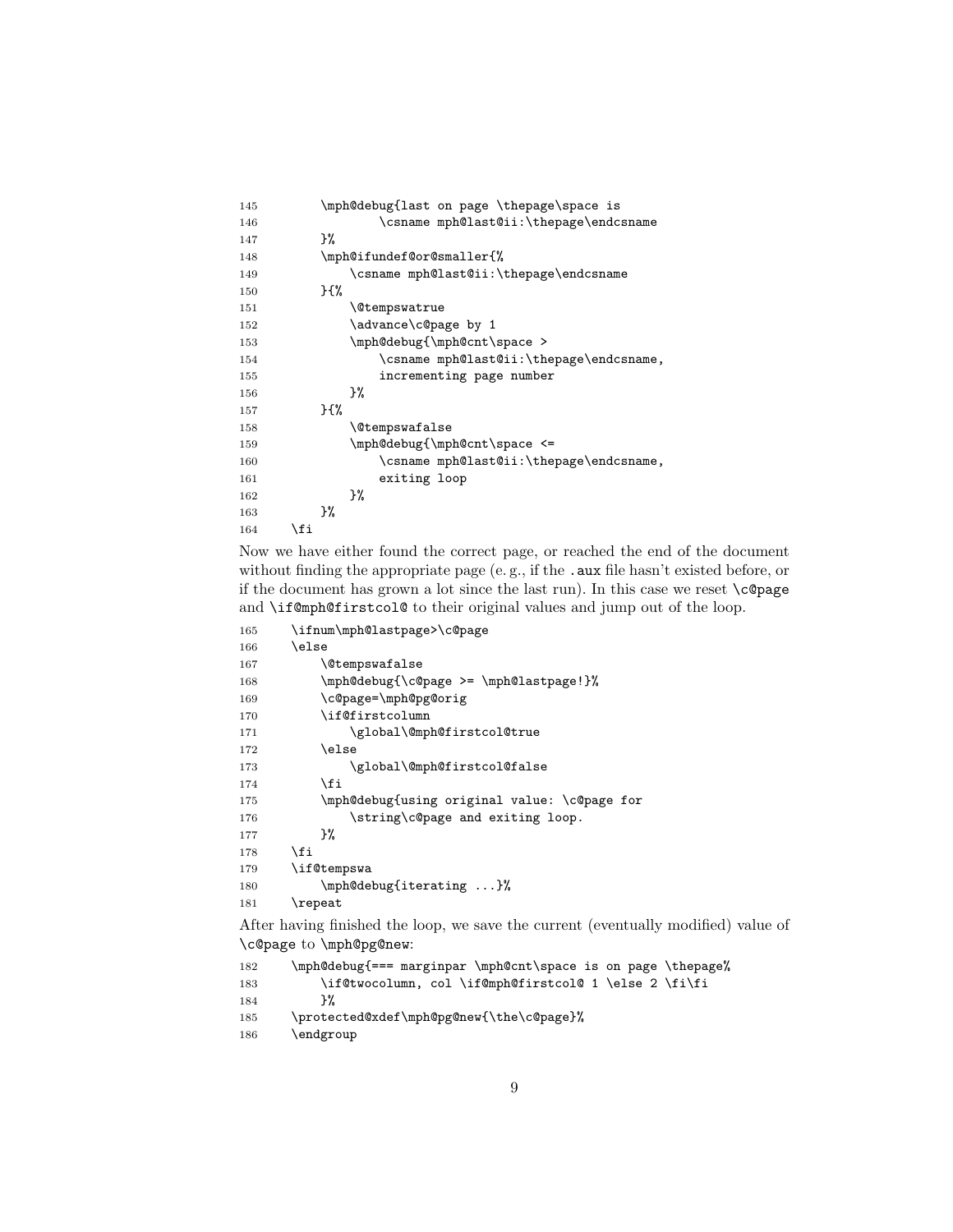```
145     \mph@debug{last on page \thepage\space is
146             \csname mph@last@ii:\thepage\endcsname
147     }%
148     \mph@ifundef@or@smaller{%
149         \csname mph@last@ii:\thepage\endcsname
150     }{%
151         \@tempswatrue
152         \advance\c@page by 1
153         \mph@debug{\mph@cnt\space >
154             \csname mph@last@ii:\thepage\endcsname,
155             incrementing page number
156         }%
157     }{%
158         \@tempswafalse
159         \mph@debug{\mph@cnt\space <=
160             \csname mph@last@ii:\thepage\endcsname,
161             exiting loop
162         }%
163     }%
164 \fi
```

Now we have either found the correct page, or reached the end of the document without finding the appropriate page (e. g., if the `.aux` file hasn't existed before, or if the document has grown a lot since the last run). In this case we reset `\c@page` and `\if@mph@firstcol@` to their original values and jump out of the loop.

```
165 \ifnum\mph@lastpage>\c@page
166 \else
167     \@tempswafalse
168     \mph@debug{\c@page >= \mph@lastpage!}%
169     \c@page=\mph@pg@orig
170     \if@firstcolumn
171         \global\@mph@firstcol@true
172     \else
173         \global\@mph@firstcol@false
174     \fi
175     \mph@debug{using original value: \c@page for
176         \string\c@page and exiting loop.
177     }%
178 \fi
179 \if@tempswa
180     \mph@debug{iterating ...}%
181 \repeat
```

After having finished the loop, we save the current (eventually modified) value of `\c@page` to `\mph@pg@new`:

```
182 \mph@debug{=== marginpar \mph@cnt\space is on page \thepage%
183     \if@twocolumn, col \if@mph@firstcol@ 1 \else 2 \fi\fi
184     }%
185 \protected@xdef\mph@pg@new{\the\c@page}%
186 \endgroup
```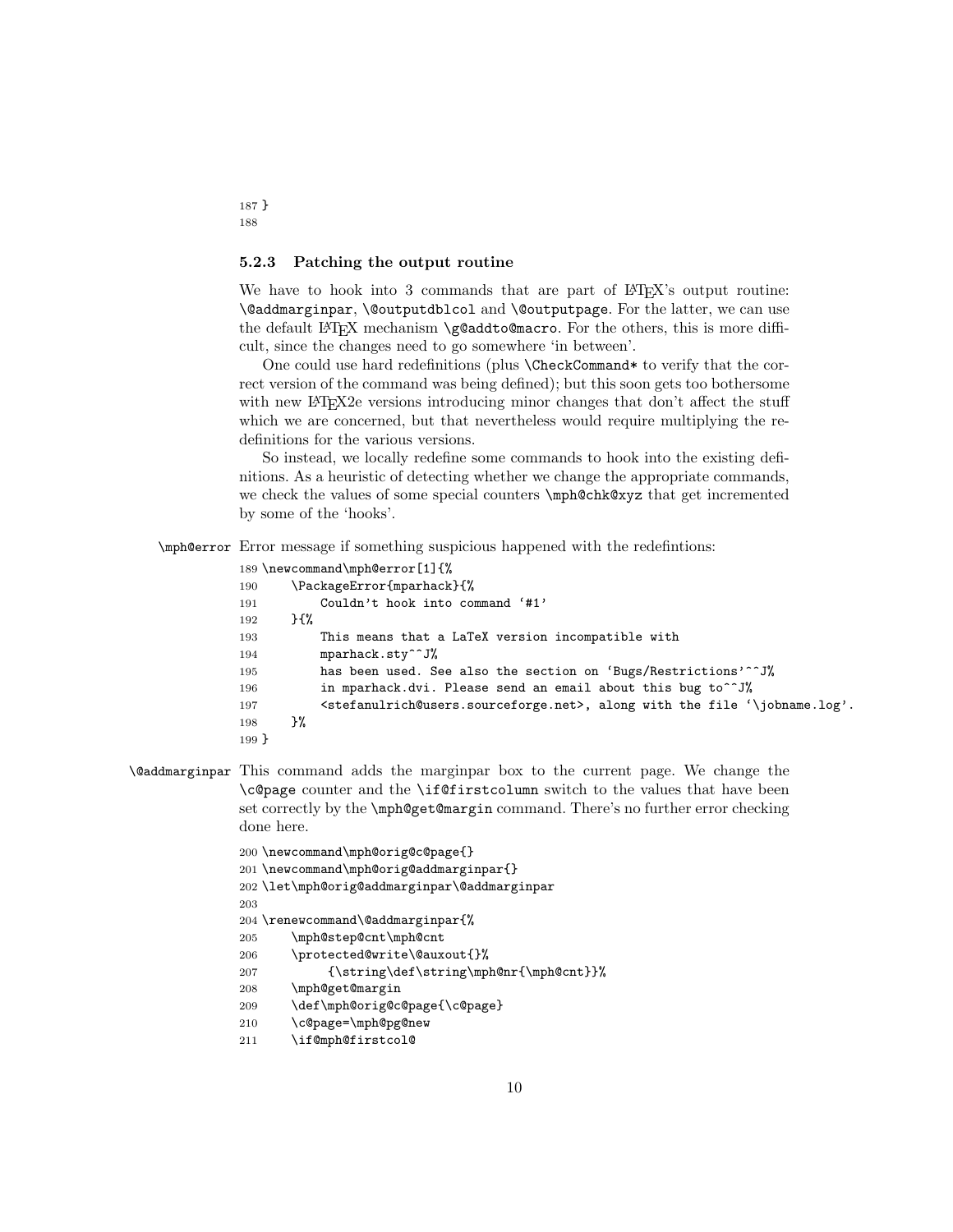```
187 }
188
```

### 5.2.3 Patching the output routine

We have to hook into 3 commands that are part of LaTeX's output routine: `\@addmarginpar`, `\@outputdblcol` and `\@outputpage`. For the latter, we can use the default LaTeX mechanism `\g@addto@macro`. For the others, this is more difficult, since the changes need to go somewhere 'in between'.

One could use hard redefinitions (plus `\CheckCommand*` to verify that the correct version of the command was being defined); but this soon gets too bothersome with new LaTeX2e versions introducing minor changes that don't affect the stuff which we are concerned, but that nevertheless would require multiplying the redefinitions for the various versions.

So instead, we locally redefine some commands to hook into the existing definitions. As a heuristic of detecting whether we change the appropriate commands, we check the values of some special counters `\mph@chk@xyz` that get incremented by some of the 'hooks'.

`\mph@error` Error message if something suspicious happened with the redefintions:

```
189 \newcommand\mph@error[1]{%
190     \PackageError{mparhack}{%
191         Couldn't hook into command '#1'
192     }{%
193         This means that a LaTeX version incompatible with
194         mparhack.sty^^J%
195         has been used. See also the section on 'Bugs/Restrictions'^^J%
196         in mparhack.dvi. Please send an email about this bug to^^J%
197         <stefanulrich@users.sourceforge.net>, along with the file '\jobname.log'.
198     }%
199 }
```

`\@addmarginpar` This command adds the marginpar box to the current page. We change the `\c@page` counter and the `\if@firstcolumn` switch to the values that have been set correctly by the `\mph@get@margin` command. There's no further error checking done here.

```
200 \newcommand\mph@orig@c@page{}
201 \newcommand\mph@orig@addmarginpar{}
202 \let\mph@orig@addmarginpar\@addmarginpar
203
204 \renewcommand\@addmarginpar{%
205     \mph@step@cnt\mph@cnt
206     \protected@write\@auxout{}%
207         {\string\def\string\mph@nr{\mph@cnt}}%
208     \mph@get@margin
209     \def\mph@orig@c@page{\c@page}
210     \c@page=\mph@pg@new
211     \if@mph@firstcol@
```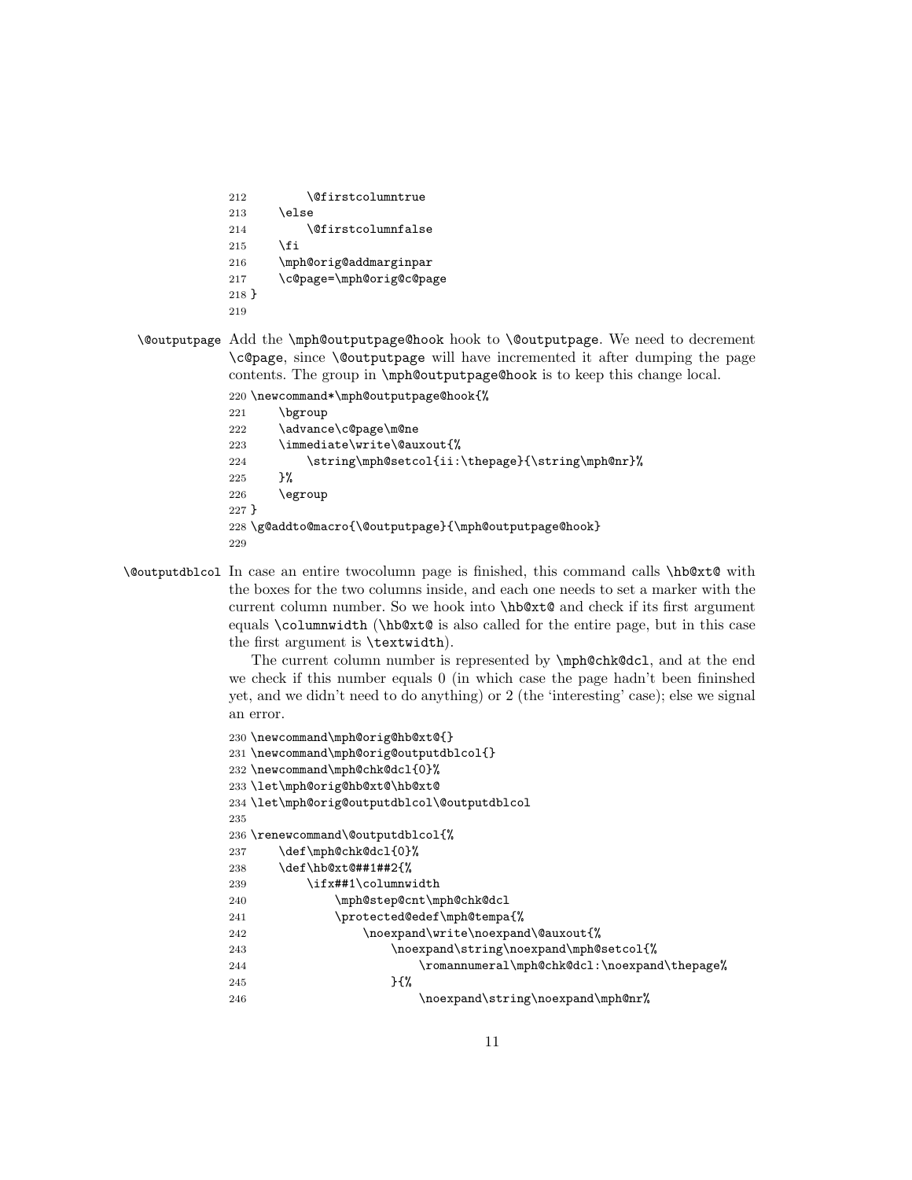```
212         \@firstcolumntrue
213     \else
214         \@firstcolumnfalse
215     \fi
216     \mph@orig@addmarginpar
217     \c@page=\mph@orig@c@page
218 }
219
```

**\@outputpage** Add the `\mph@outputpage@hook` hook to `\@outputpage`. We need to decrement `\c@page`, since `\@outputpage` will have incremented it after dumping the page contents. The group in `\mph@outputpage@hook` is to keep this change local.

```
220 \newcommand*\mph@outputpage@hook{%
221     \bgroup
222     \advance\c@page\m@ne
223     \immediate\write\@auxout{%
224         \string\mph@setcol{ii:\thepage}{\string\mph@nr}%
225     }%
226     \egroup
227 }
228 \g@addto@macro{\@outputpage}{\mph@outputpage@hook}
229
```

**\@outputdblcol** In case an entire twocolumn page is finished, this command calls `\hb@xt@` with the boxes for the two columns inside, and each one needs to set a marker with the current column number. So we hook into `\hb@xt@` and check if its first argument equals `\columnwidth` (`\hb@xt@` is also called for the entire page, but in this case the first argument is `\textwidth`).

The current column number is represented by `\mph@chk@dcl`, and at the end we check if this number equals 0 (in which case the page hadn't been fininshed yet, and we didn't need to do anything) or 2 (the 'interesting' case); else we signal an error.

```
230 \newcommand\mph@orig@hb@xt@{}
231 \newcommand\mph@orig@outputdblcol{}
232 \newcommand\mph@chk@dcl{0}%
233 \let\mph@orig@hb@xt@\hb@xt@
234 \let\mph@orig@outputdblcol\@outputdblcol
235
236 \renewcommand\@outputdblcol{%
237     \def\mph@chk@dcl{0}%
238     \def\hb@xt@##1##2{%
239         \ifx##1\columnwidth
240             \mph@step@cnt\mph@chk@dcl
241             \protected@edef\mph@tempa{%
242                 \noexpand\write\noexpand\@auxout{%
243                     \noexpand\string\noexpand\mph@setcol{%
244                         \romannumeral\mph@chk@dcl:\noexpand\thepage%
245                     }{%
246                         \noexpand\string\noexpand\mph@nr%
```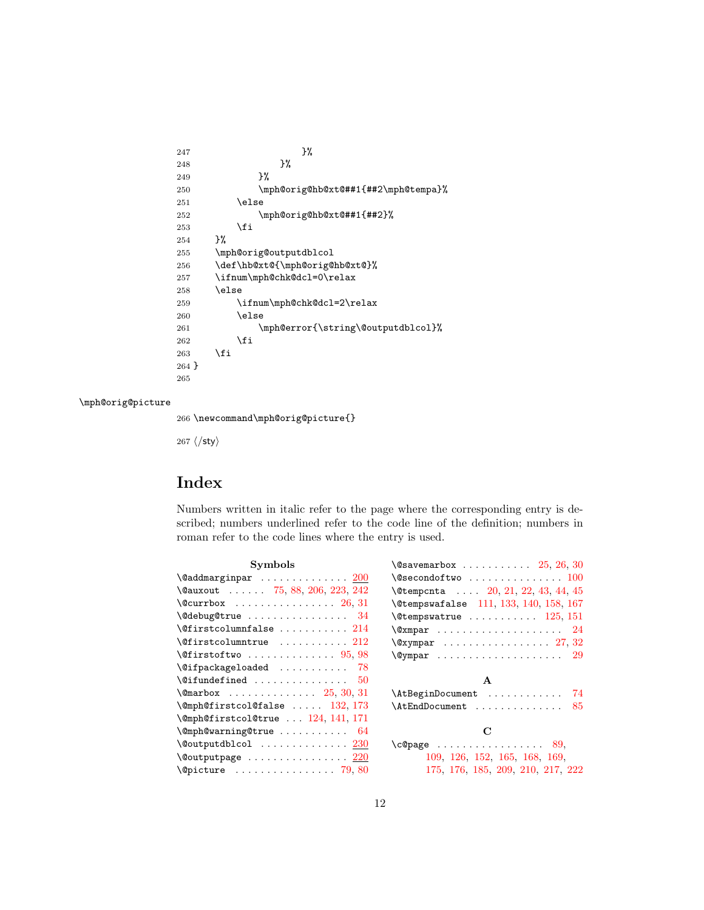```
247                     }%
248                 }%
249             }%
250             \mph@orig@hb@xt@##1{##2\mph@tempa}%
251         \else
252             \mph@orig@hb@xt@##1{##2}%
253         \fi
254     }%
255     \mph@orig@outputdblcol
256     \def\hb@xt@{\mph@orig@hb@xt@}%
257     \ifnum\mph@chk@dcl=0\relax
258     \else
259         \ifnum\mph@chk@dcl=2\relax
260         \else
261             \mph@error{\string\@outputdblcol}%
262         \fi
263     \fi
264 }
265
```

`\mph@orig@picture`

```
266 \newcommand\mph@orig@picture{}
```

```
267 ⟨/sty⟩
```

# Index

Numbers written in italic refer to the page where the corresponding entry is described; numbers underlined refer to the code line of the definition; numbers in roman refer to the code lines where the entry is used.

**Symbols**

- \@addmarginpar . . . . . . 200
- \@auxout . . . . . . 75, 88, 206, 223, 242
- \@currbox . . . . . . 26, 31
- \@debug@true . . . . . . 34
- \@firstcolumnfalse . . . . . . 214
- \@firstcolumntrue . . . . . . 212
- \@firstoftwo . . . . . . 95, 98
- \@ifpackageloaded . . . . . . 78
- \@ifundefined . . . . . . 50
- \@marbox . . . . . . 25, 30, 31
- \@mph@firstcol@false . . . . . . 132, 173
- \@mph@firstcol@true . . . 124, 141, 171
- \@mph@warning@true . . . . . . 64
- \@outputdblcol . . . . . . 230
- \@outputpage . . . . . . 220
- \@picture . . . . . . 79, 80
- \@savemarbox . . . . . . 25, 26, 30
- \@secondoftwo . . . . . . 100
- \@tempcnta . . . . 20, 21, 22, 43, 44, 45
- \@tempswafalse 111, 133, 140, 158, 167
- \@tempswatrue . . . . . . 125, 151
- \@xmpar . . . . . . 24
- \@xympar . . . . . . 27, 32
- \@ympar . . . . . . 29

**A**

- \AtBeginDocument . . . . . . 74
- \AtEndDocument . . . . . . 85

**C**

- \c@page . . . . . . 89, 109, 126, 152, 165, 168, 169, 175, 176, 185, 209, 210, 217, 222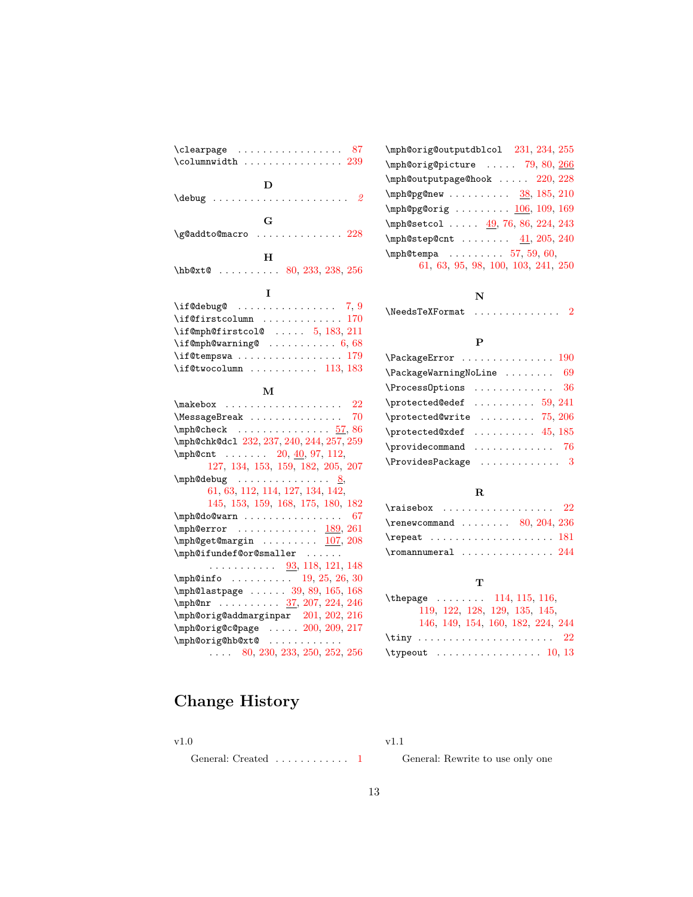\clearpage . . . . . . . . . . . . . . . . . 87
\columnwidth . . . . . . . . . . . . . . . . 239

**D**

\debug . . . . . . . . . . . . . . . . . . . . . . *2*

**G**

\g@addto@macro . . . . . . . . . . . . . . 228

**H**

\hb@xt@ . . . . . . . . . . 80, 233, 238, 256

**I**

\if@debug@ . . . . . . . . . . . . . . . . 7, 9
\if@firstcolumn . . . . . . . . . . . . . 170
\if@mph@firstcol@ . . . . . 5, 183, 211
\if@mph@warning@ . . . . . . . . . . . 6, 68
\if@tempswa . . . . . . . . . . . . . . . . . 179
\if@twocolumn . . . . . . . . . . . 113, 183

**M**

\makebox . . . . . . . . . . . . . . . . . . . 22
\MessageBreak . . . . . . . . . . . . . . . 70
\mph@check . . . . . . . . . . . . . . . . 57, 86
\mph@chk@dcl 232, 237, 240, 244, 257, 259
\mph@cnt . . . . . . . 20, 40, 97, 112, 127, 134, 153, 159, 182, 205, 207
\mph@debug . . . . . . . . . . . . . . . . 8, 61, 63, 112, 114, 127, 134, 142, 145, 153, 159, 168, 175, 180, 182
\mph@do@warn . . . . . . . . . . . . . . . . 67
\mph@error . . . . . . . . . . . . . 189, 261
\mph@get@margin . . . . . . . . . 107, 208
\mph@ifundef@or@smaller . . . . . . . . . . . . . . . . . 93, 118, 121, 148
\mph@info . . . . . . . . . . 19, 25, 26, 30
\mph@lastpage . . . . . . 39, 89, 165, 168
\mph@nr . . . . . . . . . . 37, 207, 224, 246
\mph@orig@addmarginpar 201, 202, 216
\mph@orig@c@page . . . . . 200, 209, 217
\mph@orig@hb@xt@ . . . . . . . . . . . . . . . 80, 230, 233, 250, 252, 256
\mph@orig@outputdblcol 231, 234, 255
\mph@orig@picture . . . . . 79, 80, 266
\mph@outputpage@hook . . . . . 220, 228
\mph@pg@new . . . . . . . . . . 38, 185, 210
\mph@pg@orig . . . . . . . . . 106, 109, 169
\mph@setcol . . . . . 49, 76, 86, 224, 243
\mph@step@cnt . . . . . . . . 41, 205, 240
\mph@tempa . . . . . . . . . 57, 59, 60, 61, 63, 95, 98, 100, 103, 241, 250

**N**

\NeedsTeXFormat . . . . . . . . . . . . . . 2

**P**

\PackageError . . . . . . . . . . . . . . . 190
\PackageWarningNoLine . . . . . . . . 69
\ProcessOptions . . . . . . . . . . . . . 36
\protected@edef . . . . . . . . . . 59, 241
\protected@write . . . . . . . . . 75, 206
\protected@xdef . . . . . . . . . . 45, 185
\providecommand . . . . . . . . . . . . . 76
\ProvidesPackage . . . . . . . . . . . . . 3

**R**

\raisebox . . . . . . . . . . . . . . . . . . 22
\renewcommand . . . . . . . . 80, 204, 236
\repeat . . . . . . . . . . . . . . . . . . . . 181
\romannumeral . . . . . . . . . . . . . . . 244

**T**

\thepage . . . . . . . . 114, 115, 116, 119, 122, 128, 129, 135, 145, 146, 149, 154, 160, 182, 224, 244
\tiny . . . . . . . . . . . . . . . . . . . . . . 22
\typeout . . . . . . . . . . . . . . . . . 10, 13

# Change History

v1.0

General: Created . . . . . . . . . . . . 1

v1.1

General: Rewrite to use only one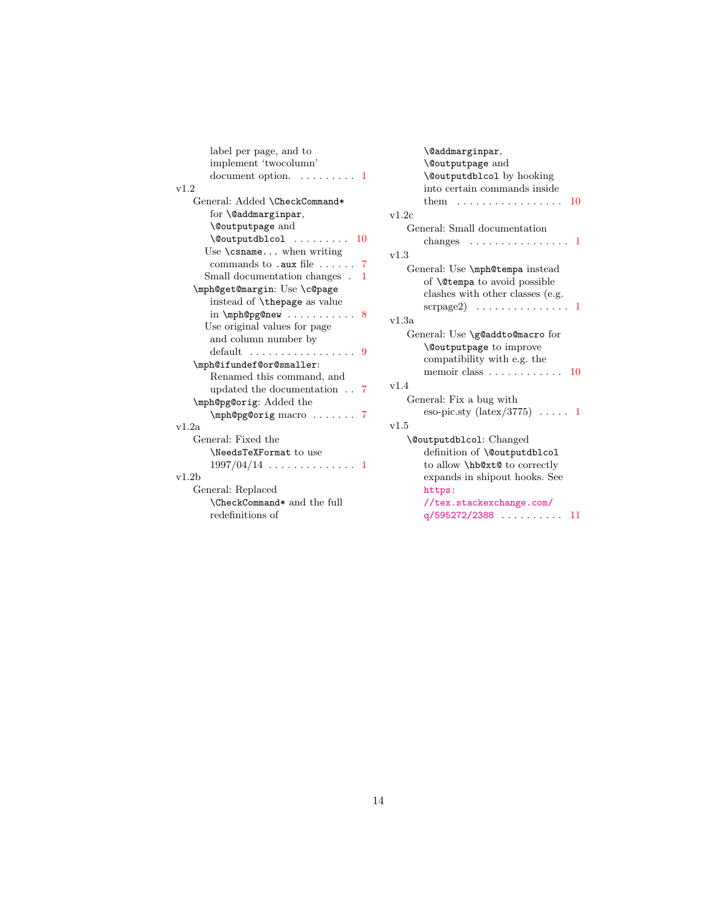label per page, and to implement 'twocolumn' document option. . . . . . . . . . 1

v1.2

General: Added `\CheckCommand*` for `\@addmarginpar`, `\@outputpage` and `\@outputdblcol` . . . . . . . . . 10

Use `\csname...` when writing commands to `.aux` file . . . . . . 7

Small documentation changes . 1

`\mph@get@margin`: Use `\c@page` instead of `\thepage` as value in `\mph@pg@new` . . . . . . . . . . . 8

Use original values for page and column number by default . . . . . . . . . . . . . . . . . 9

`\mph@ifundef@or@smaller`: Renamed this command, and updated the documentation . . 7

`\mph@pg@orig`: Added the `\mph@pg@orig` macro . . . . . . . 7

v1.2a

General: Fixed the `\NeedsTeXFormat` to use 1997/04/14 . . . . . . . . . . . . . . 1

v1.2b

General: Replaced `\CheckCommand*` and the full redefinitions of `\@addmarginpar`, `\@outputpage` and `\@outputdblcol` by hooking into certain commands inside them . . . . . . . . . . . . . . . . . 10

v1.2c

General: Small documentation changes . . . . . . . . . . . . . . . . 1

v1.3

General: Use `\mph@tempa` instead of `\@tempa` to avoid possible clashes with other classes (e.g. scrpage2) . . . . . . . . . . . . . . . 1

v1.3a

General: Use `\g@addto@macro` for `\@outputpage` to improve compatibility with e.g. the memoir class . . . . . . . . . . . . 10

v1.4

General: Fix a bug with eso-pic.sty (latex/3775) . . . . . 1

v1.5

`\@outputdblcol`: Changed definition of `\@outputdblcol` to allow `\hb@xt@` to correctly expands in shipout hooks. See https://tex.stackexchange.com/q/595272/2388 . . . . . . . . . . 11